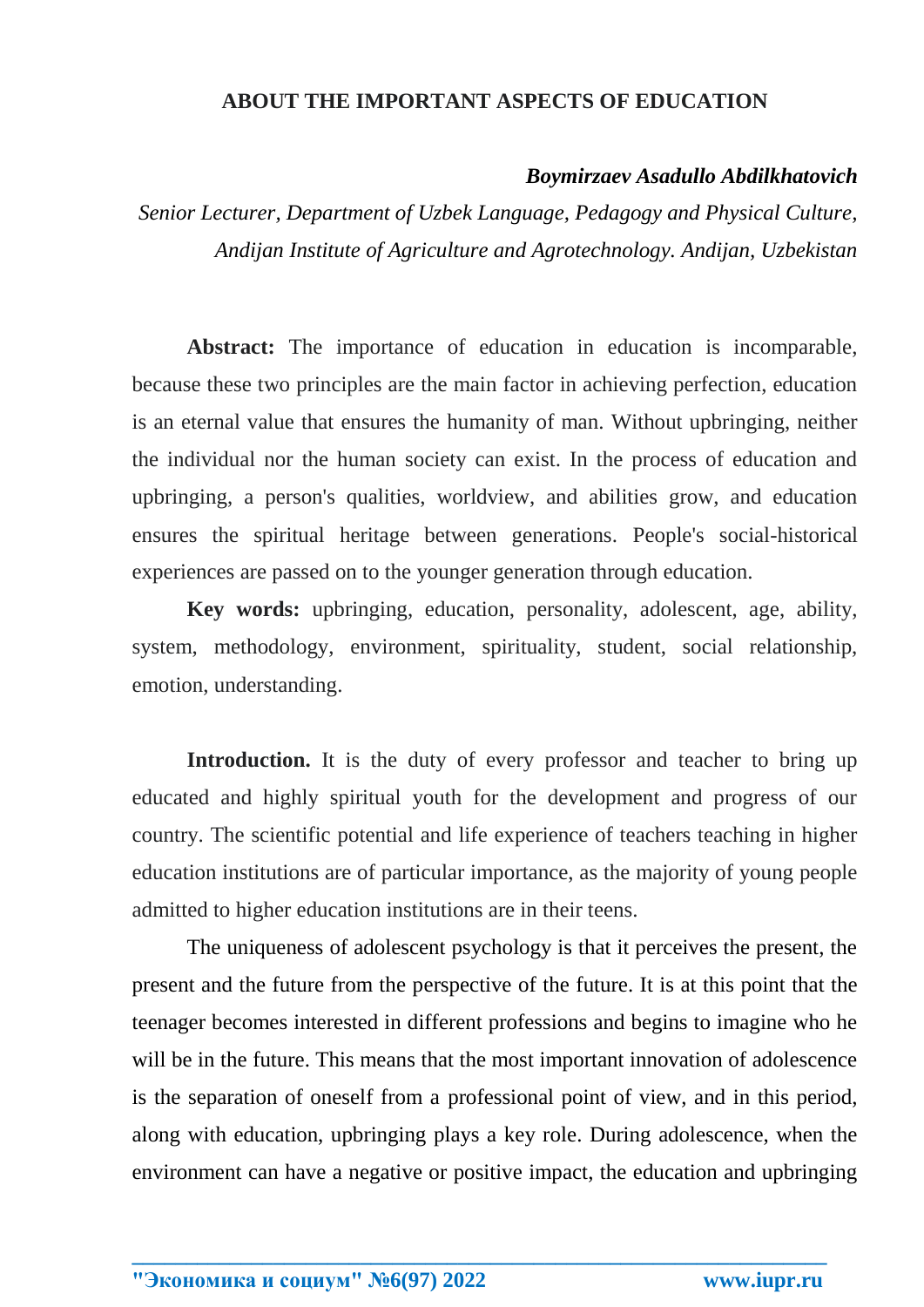# ABOUT THE IMPORTANT ASPECTS OF EDUCATION

***Boymirzaev Asadullo Abdilkhatovich***

*Senior Lecturer, Department of Uzbek Language, Pedagogy and Physical Culture, Andijan Institute of Agriculture and Agrotechnology. Andijan, Uzbekistan*

**Abstract:** The importance of education in education is incomparable, because these two principles are the main factor in achieving perfection, education is an eternal value that ensures the humanity of man. Without upbringing, neither the individual nor the human society can exist. In the process of education and upbringing, a person's qualities, worldview, and abilities grow, and education ensures the spiritual heritage between generations. People's social-historical experiences are passed on to the younger generation through education.

**Key words:** upbringing, education, personality, adolescent, age, ability, system, methodology, environment, spirituality, student, social relationship, emotion, understanding.

**Introduction.** It is the duty of every professor and teacher to bring up educated and highly spiritual youth for the development and progress of our country. The scientific potential and life experience of teachers teaching in higher education institutions are of particular importance, as the majority of young people admitted to higher education institutions are in their teens.

The uniqueness of adolescent psychology is that it perceives the present, the present and the future from the perspective of the future. It is at this point that the teenager becomes interested in different professions and begins to imagine who he will be in the future. This means that the most important innovation of adolescence is the separation of oneself from a professional point of view, and in this period, along with education, upbringing plays a key role. During adolescence, when the environment can have a negative or positive impact, the education and upbringing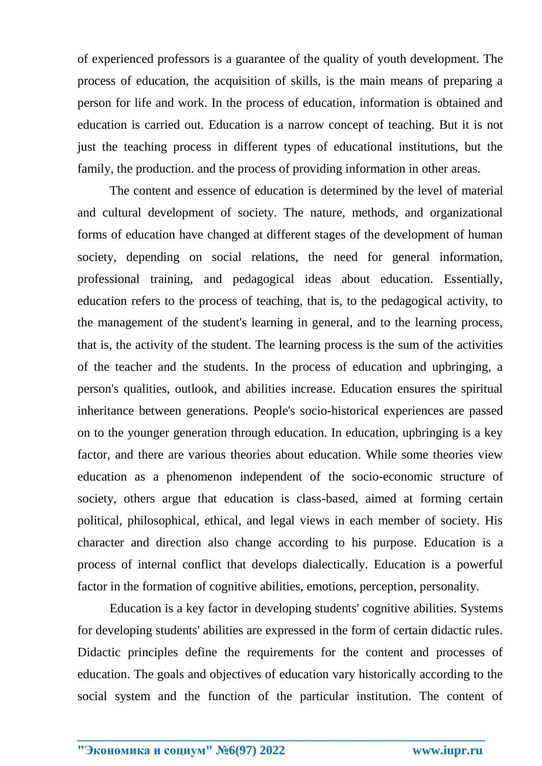of experienced professors is a guarantee of the quality of youth development. The process of education, the acquisition of skills, is the main means of preparing a person for life and work. In the process of education, information is obtained and education is carried out. Education is a narrow concept of teaching. But it is not just the teaching process in different types of educational institutions, but the family, the production. and the process of providing information in other areas.

The content and essence of education is determined by the level of material and cultural development of society. The nature, methods, and organizational forms of education have changed at different stages of the development of human society, depending on social relations, the need for general information, professional training, and pedagogical ideas about education. Essentially, education refers to the process of teaching, that is, to the pedagogical activity, to the management of the student's learning in general, and to the learning process, that is, the activity of the student. The learning process is the sum of the activities of the teacher and the students. In the process of education and upbringing, a person's qualities, outlook, and abilities increase. Education ensures the spiritual inheritance between generations. People's socio-historical experiences are passed on to the younger generation through education. In education, upbringing is a key factor, and there are various theories about education. While some theories view education as a phenomenon independent of the socio-economic structure of society, others argue that education is class-based, aimed at forming certain political, philosophical, ethical, and legal views in each member of society. His character and direction also change according to his purpose. Education is a process of internal conflict that develops dialectically. Education is a powerful factor in the formation of cognitive abilities, emotions, perception, personality.

Education is a key factor in developing students' cognitive abilities. Systems for developing students' abilities are expressed in the form of certain didactic rules. Didactic principles define the requirements for the content and processes of education. The goals and objectives of education vary historically according to the social system and the function of the particular institution. The content of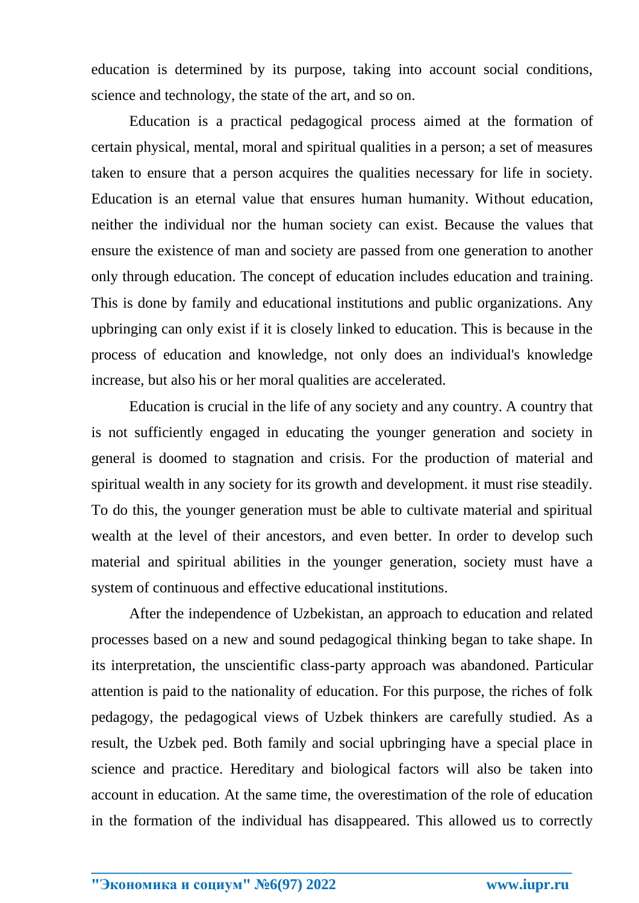education is determined by its purpose, taking into account social conditions, science and technology, the state of the art, and so on.

Education is a practical pedagogical process aimed at the formation of certain physical, mental, moral and spiritual qualities in a person; a set of measures taken to ensure that a person acquires the qualities necessary for life in society. Education is an eternal value that ensures human humanity. Without education, neither the individual nor the human society can exist. Because the values that ensure the existence of man and society are passed from one generation to another only through education. The concept of education includes education and training. This is done by family and educational institutions and public organizations. Any upbringing can only exist if it is closely linked to education. This is because in the process of education and knowledge, not only does an individual's knowledge increase, but also his or her moral qualities are accelerated.

Education is crucial in the life of any society and any country. A country that is not sufficiently engaged in educating the younger generation and society in general is doomed to stagnation and crisis. For the production of material and spiritual wealth in any society for its growth and development. it must rise steadily. To do this, the younger generation must be able to cultivate material and spiritual wealth at the level of their ancestors, and even better. In order to develop such material and spiritual abilities in the younger generation, society must have a system of continuous and effective educational institutions.

After the independence of Uzbekistan, an approach to education and related processes based on a new and sound pedagogical thinking began to take shape. In its interpretation, the unscientific class-party approach was abandoned. Particular attention is paid to the nationality of education. For this purpose, the riches of folk pedagogy, the pedagogical views of Uzbek thinkers are carefully studied. As a result, the Uzbek ped. Both family and social upbringing have a special place in science and practice. Hereditary and biological factors will also be taken into account in education. At the same time, the overestimation of the role of education in the formation of the individual has disappeared. This allowed us to correctly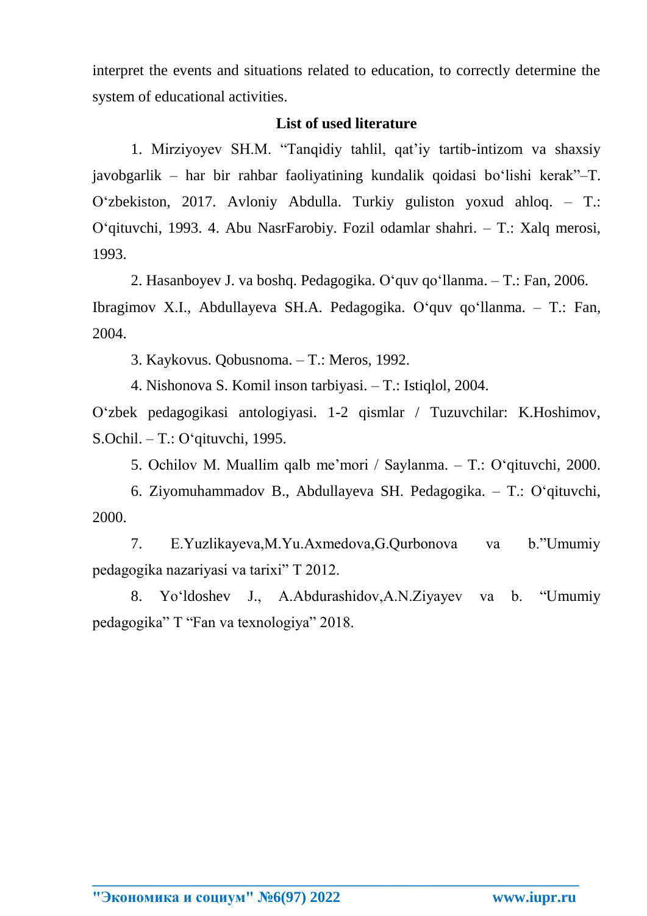interpret the events and situations related to education, to correctly determine the system of educational activities.

## List of used literature

1. Mirziyoyev SH.M. "Tanqidiy tahlil, qat'iy tartib-intizom va shaxsiy javobgarlik – har bir rahbar faoliyatining kundalik qoidasi bo'lishi kerak"–T. O'zbekiston, 2017. Avloniy Abdulla. Turkiy guliston yoxud ahloq. – T.: O'qituvchi, 1993. 4. Abu NasrFarobiy. Fozil odamlar shahri. – T.: Xalq merosi, 1993.

2. Hasanboyev J. va boshq. Pedagogika. O'quv qo'llanma. – T.: Fan, 2006. Ibragimov X.I., Abdullayeva SH.A. Pedagogika. O'quv qo'llanma. – T.: Fan, 2004.

3. Kaykovus. Qobusnoma. – T.: Meros, 1992.

4. Nishonova S. Komil inson tarbiyasi. – T.: Istiqlol, 2004. O'zbek pedagogikasi antologiyasi. 1-2 qismlar / Tuzuvchilar: K.Hoshimov, S.Ochil. – T.: O'qituvchi, 1995.

5. Ochilov M. Muallim qalb me'mori / Saylanma. – T.: O'qituvchi, 2000.

6. Ziyomuhammadov B., Abdullayeva SH. Pedagogika. – T.: O'qituvchi, 2000.

7. E.Yuzlikayeva,M.Yu.Axmedova,G.Qurbonova va b."Umumiy pedagogika nazariyasi va tarixi" T 2012.

8. Yo'ldoshev J., A.Abdurashidov,A.N.Ziyayev va b. "Umumiy pedagogika" T "Fan va texnologiya" 2018.